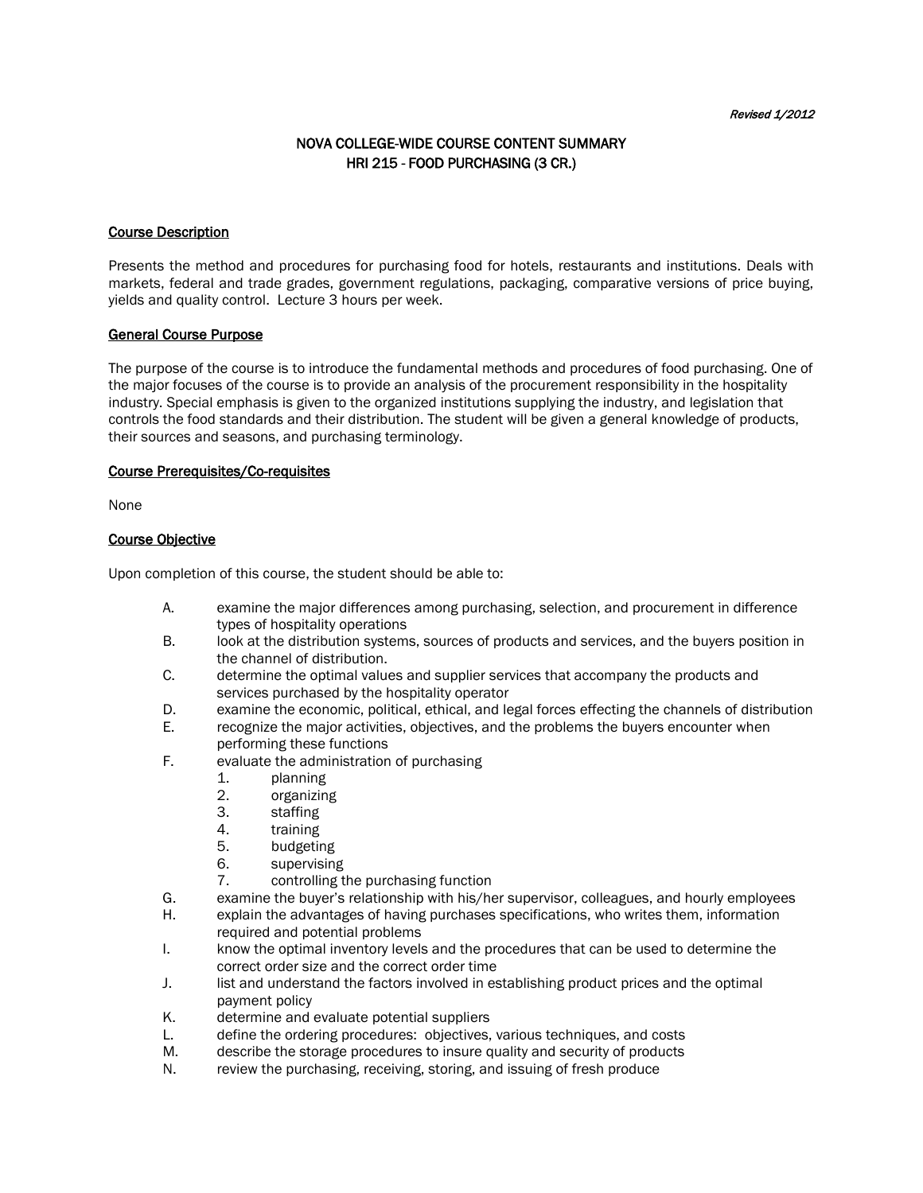*Revised 1/2012*

# NOVA COLLEGE-WIDE COURSE CONTENT SUMMARY
# HRI 215 - FOOD PURCHASING (3 CR.)

## Course Description

Presents the method and procedures for purchasing food for hotels, restaurants and institutions. Deals with markets, federal and trade grades, government regulations, packaging, comparative versions of price buying, yields and quality control. Lecture 3 hours per week.

## General Course Purpose

The purpose of the course is to introduce the fundamental methods and procedures of food purchasing. One of the major focuses of the course is to provide an analysis of the procurement responsibility in the hospitality industry. Special emphasis is given to the organized institutions supplying the industry, and legislation that controls the food standards and their distribution. The student will be given a general knowledge of products, their sources and seasons, and purchasing terminology.

## Course Prerequisites/Co-requisites

None

## Course Objective

Upon completion of this course, the student should be able to:

- A. examine the major differences among purchasing, selection, and procurement in difference types of hospitality operations
- B. look at the distribution systems, sources of products and services, and the buyers position in the channel of distribution.
- C. determine the optimal values and supplier services that accompany the products and services purchased by the hospitality operator
- D. examine the economic, political, ethical, and legal forces effecting the channels of distribution
- E. recognize the major activities, objectives, and the problems the buyers encounter when performing these functions
- F. evaluate the administration of purchasing
  1. planning
  2. organizing
  3. staffing
  4. training
  5. budgeting
  6. supervising
  7. controlling the purchasing function
- G. examine the buyer's relationship with his/her supervisor, colleagues, and hourly employees
- H. explain the advantages of having purchases specifications, who writes them, information required and potential problems
- I. know the optimal inventory levels and the procedures that can be used to determine the correct order size and the correct order time
- J. list and understand the factors involved in establishing product prices and the optimal payment policy
- K. determine and evaluate potential suppliers
- L. define the ordering procedures: objectives, various techniques, and costs
- M. describe the storage procedures to insure quality and security of products
- N. review the purchasing, receiving, storing, and issuing of fresh produce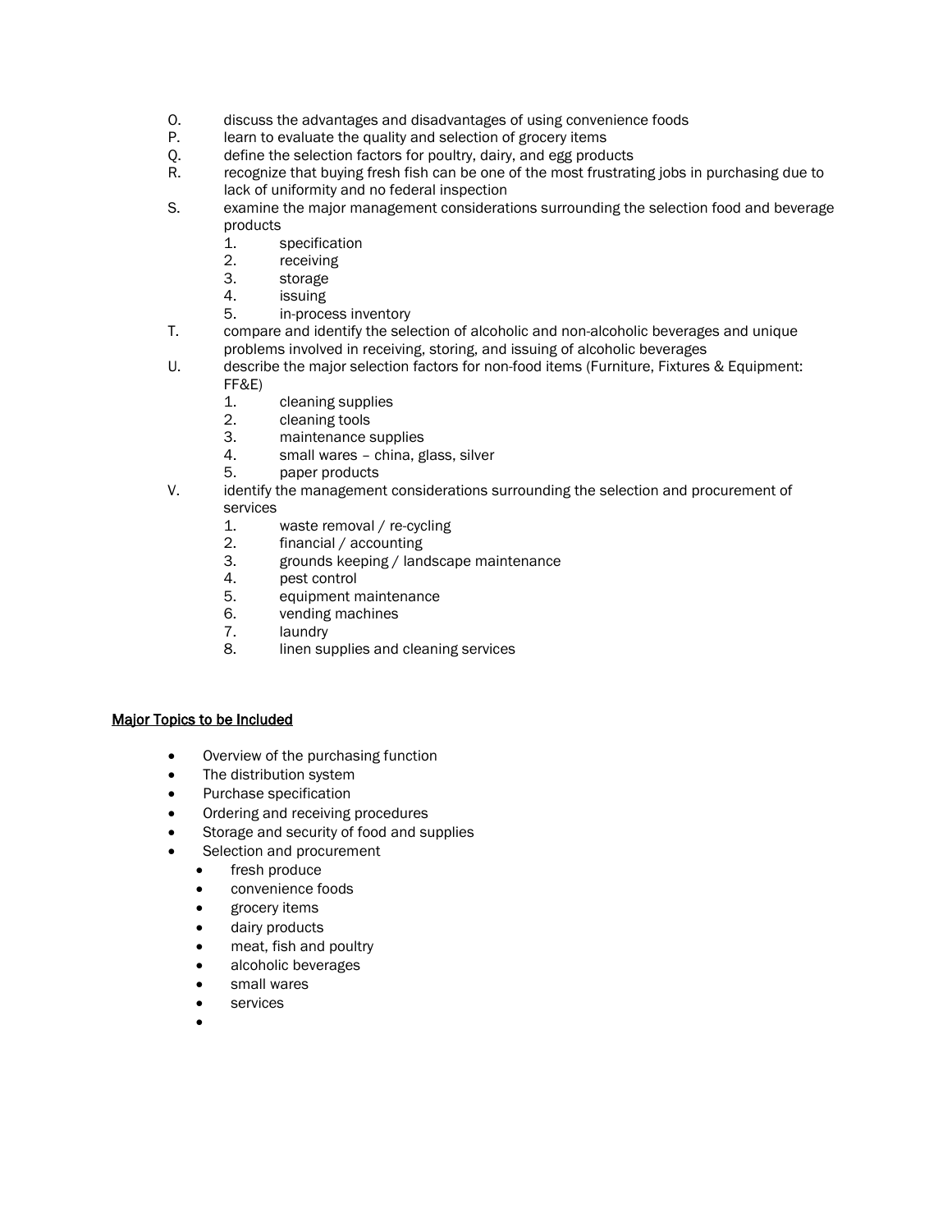O. discuss the advantages and disadvantages of using convenience foods
P. learn to evaluate the quality and selection of grocery items
Q. define the selection factors for poultry, dairy, and egg products
R. recognize that buying fresh fish can be one of the most frustrating jobs in purchasing due to lack of uniformity and no federal inspection
S. examine the major management considerations surrounding the selection food and beverage products
    1. specification
    2. receiving
    3. storage
    4. issuing
    5. in-process inventory
T. compare and identify the selection of alcoholic and non-alcoholic beverages and unique problems involved in receiving, storing, and issuing of alcoholic beverages
U. describe the major selection factors for non-food items (Furniture, Fixtures & Equipment: FF&E)
    1. cleaning supplies
    2. cleaning tools
    3. maintenance supplies
    4. small wares – china, glass, silver
    5. paper products
V. identify the management considerations surrounding the selection and procurement of services
    1. waste removal / re-cycling
    2. financial / accounting
    3. grounds keeping / landscape maintenance
    4. pest control
    5. equipment maintenance
    6. vending machines
    7. laundry
    8. linen supplies and cleaning services

<u>Major Topics to be Included</u>

- Overview of the purchasing function
- The distribution system
- Purchase specification
- Ordering and receiving procedures
- Storage and security of food and supplies
- Selection and procurement
    - fresh produce
    - convenience foods
    - grocery items
    - dairy products
    - meat, fish and poultry
    - alcoholic beverages
    - small wares
    - services
    -